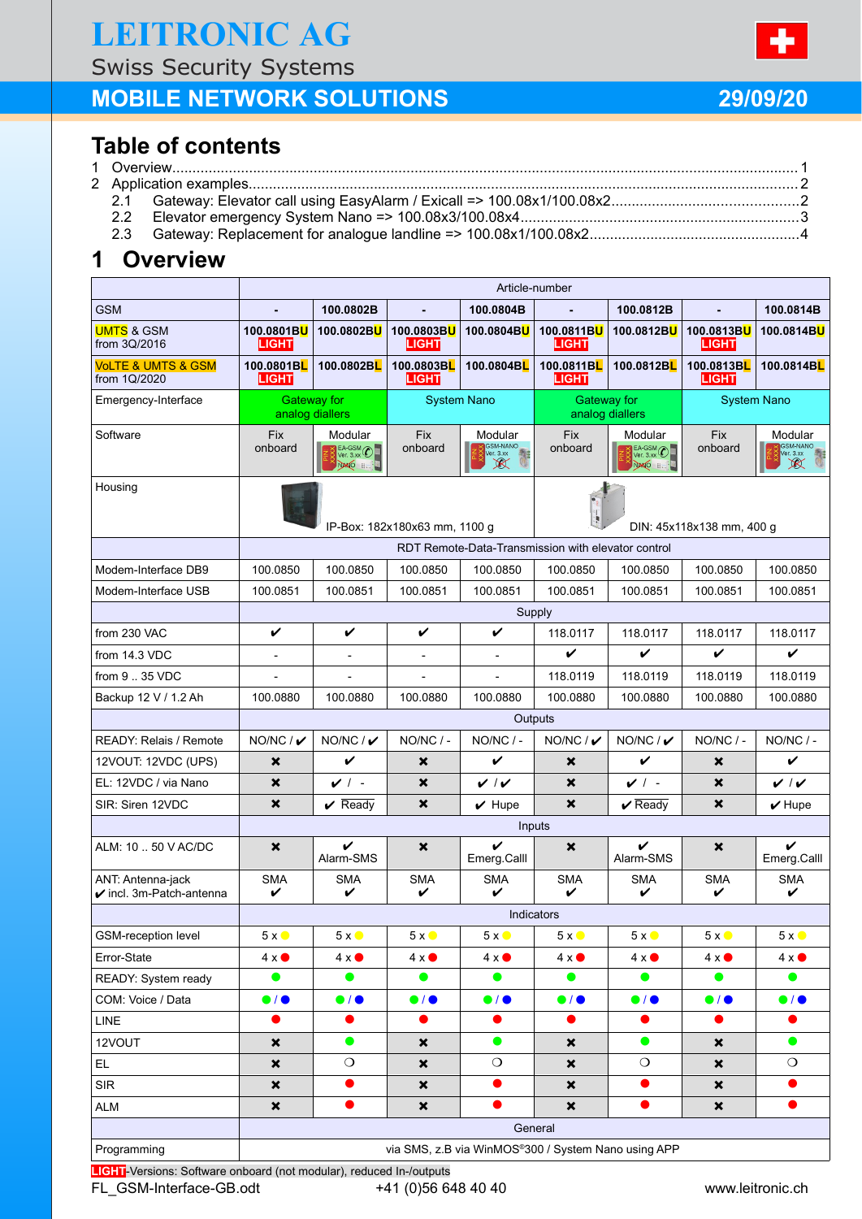# LEITRONIC AG

Swiss Security Systems

## MOBILE NETWORK SOLUTIONS

29/09/20

## Table of contents

1 Overview........................................................................................................................................1
2 Application examples......................................................................................................................2
 2.1 Gateway: Elevator call using EasyAlarm / Exicall => 100.08x1/100.08x2.........................................2
 2.2 Elevator emergency System Nano => 100.08x3/100.08x4...................................................................3
 2.3 Gateway: Replacement for analogue landline => 100.08x1/100.08x2...................................................4

# 1 Overview

| | Article-number | | | | | | | |
|---|---|---|---|---|---|---|---|---|
| GSM | - | 100.0802B | - | 100.0804B | - | 100.0812B | - | 100.0814B |
| UMTS & GSM from 3Q/2016 | 100.0801BU LIGHT | 100.0802BU | 100.0803BU LIGHT | 100.0804BU | 100.0811BU LIGHT | 100.0812BU | 100.0813BU LIGHT | 100.0814BU |
| VoLTE & UMTS & GSM from 1Q/2020 | 100.0801BL LIGHT | 100.0802BL | 100.0803BL LIGHT | 100.0804BL | 100.0811BL LIGHT | 100.0812BL | 100.0813BL LIGHT | 100.0814BL |
| Emergency-Interface | Gateway for analog diallers | | System Nano | | Gateway for analog diallers | | System Nano | |
| Software | Fix onboard | Modular | Fix onboard | Modular | Fix onboard | Modular | Fix onboard | Modular |
| Housing | IP-Box: 182x180x63 mm, 1100 g | | | | DIN: 45x118x138 mm, 400 g | | | |
| | RDT Remote-Data-Transmission with elevator control | | | | | | | |
| Modem-Interface DB9 | 100.0850 | 100.0850 | 100.0850 | 100.0850 | 100.0850 | 100.0850 | 100.0850 | 100.0850 |
| Modem-Interface USB | 100.0851 | 100.0851 | 100.0851 | 100.0851 | 100.0851 | 100.0851 | 100.0851 | 100.0851 |
| | Supply | | | | | | | |
| from 230 VAC | ✔ | ✔ | ✔ | ✔ | 118.0117 | 118.0117 | 118.0117 | 118.0117 |
| from 14.3 VDC | - | - | - | - | ✔ | ✔ | ✔ | ✔ |
| from 9 .. 35 VDC | - | - | - | - | 118.0119 | 118.0119 | 118.0119 | 118.0119 |
| Backup 12 V / 1.2 Ah | 100.0880 | 100.0880 | 100.0880 | 100.0880 | 100.0880 | 100.0880 | 100.0880 | 100.0880 |
| | Outputs | | | | | | | |
| READY: Relais / Remote | NO/NC / ✔ | NO/NC / ✔ | NO/NC / - | NO/NC / - | NO/NC / ✔ | NO/NC / ✔ | NO/NC / - | NO/NC / - |
| 12VOUT: 12VDC (UPS) | ✖ | ✔ | ✖ | ✔ | ✖ | ✔ | ✖ | ✔ |
| EL: 12VDC / via Nano | ✖ | ✔ / - | ✖ | ✔ / ✔ | ✖ | ✔ / - | ✖ | ✔ / ✔ |
| SIR: Siren 12VDC | ✖ | ✔ Ready | ✖ | ✔ Hupe | ✖ | ✔ Ready | ✖ | ✔ Hupe |
| | Inputs | | | | | | | |
| ALM: 10 .. 50 V AC/DC | ✖ | ✔ Alarm-SMS | ✖ | ✔ Emerg.Calll | ✖ | ✔ Alarm-SMS | ✖ | ✔ Emerg.Calll |
| ANT: Antenna-jack ✔ incl. 3m-Patch-antenna | SMA ✔ | SMA ✔ | SMA ✔ | SMA ✔ | SMA ✔ | SMA ✔ | SMA ✔ | SMA ✔ |
| | Indicators | | | | | | | |
| GSM-reception level | 5 x ● | 5 x ● | 5 x ● | 5 x ● | 5 x ● | 5 x ● | 5 x ● | 5 x ● |
| Error-State | 4 x ● | 4 x ● | 4 x ● | 4 x ● | 4 x ● | 4 x ● | 4 x ● | 4 x ● |
| READY: System ready | ● | ● | ● | ● | ● | ● | ● | ● |
| COM: Voice / Data | ● / ● | ● / ● | ● / ● | ● / ● | ● / ● | ● / ● | ● / ● | ● / ● |
| LINE | ● | ● | ● | ● | ● | ● | ● | ● |
| 12VOUT | ✖ | ● | ✖ | ● | ✖ | ● | ✖ | ● |
| EL | ✖ | ❍ | ✖ | ❍ | ✖ | ❍ | ✖ | ❍ |
| SIR | ✖ | ● | ✖ | ● | ✖ | ● | ✖ | ● |
| ALM | ✖ | ● | ✖ | ● | ✖ | ● | ✖ | ● |
| | General | | | | | | | |
| Programming | via SMS, z.B via WinMOS®300 / System Nano using APP | | | | | | | |

LIGHT-Versions: Software onboard (not modular), reduced In-/outputs

FL_GSM-Interface-GB.odt +41 (0)56 648 40 40 www.leitronic.ch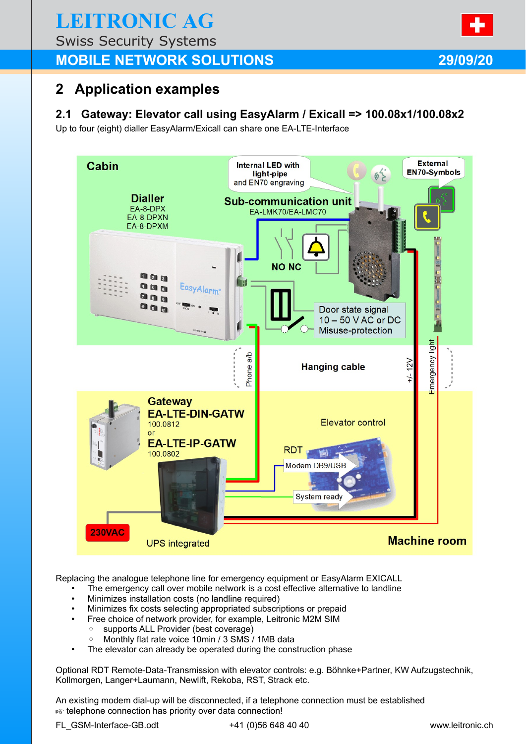# 2 Application examples

## 2.1 Gateway: Elevator call using EasyAlarm / Exicall => 100.08x1/100.08x2

Up to four (eight) dialler EasyAlarm/Exicall can share one EA-LTE-Interface

Cabin

Dialler
EA-8-DPX
EA-8-DPXN
EA-8-DPXM

Internal LED with light-pipe and EN70 engraving

Sub-communication unit
EA-LMK70/EA-LMC70

External EN70-Symbols

NO NC

Door state signal
10 – 50 V AC or DC
Misuse-protection

Phone a/b

Hanging cable

+/- 12V

Emergency light

Gateway
EA-LTE-DIN-GATW
100.0812
or
EA-LTE-IP-GATW
100.0802

Elevator control

RDT

Modem DB9/USB

System ready

230VAC

UPS integrated

Machine room

Replacing the analogue telephone line for emergency equipment or EasyAlarm EXICALL

- The emergency call over mobile network is a cost effective alternative to landline
- Minimizes installation costs (no landline required)
- Minimizes fix costs selecting appropriated subscriptions or prepaid
- Free choice of network provider, for example, Leitronic M2M SIM
  - supports ALL Provider (best coverage)
  - Monthly flat rate voice 10min / 3 SMS / 1MB data
- The elevator can already be operated during the construction phase

Optional RDT Remote-Data-Transmission with elevator controls: e.g. Böhnke+Partner, KW Aufzugstechnik, Kollmorgen, Langer+Laumann, Newlift, Rekoba, RST, Strack etc.

An existing modem dial-up will be disconnected, if a telephone connection must be established
☞ telephone connection has priority over data connection!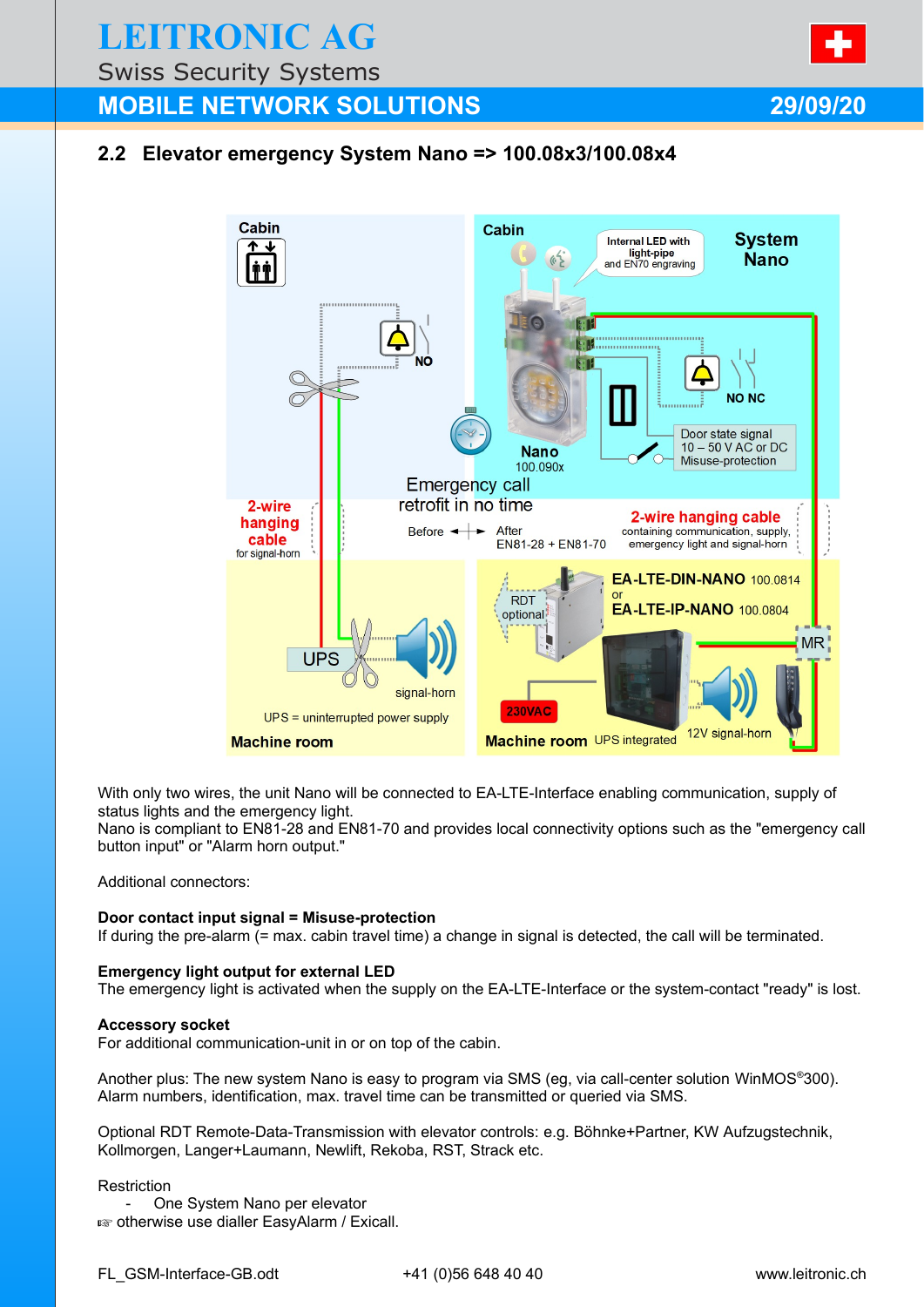## 2.2 Elevator emergency System Nano => 100.08x3/100.08x4

With only two wires, the unit Nano will be connected to EA-LTE-Interface enabling communication, supply of status lights and the emergency light.
Nano is compliant to EN81-28 and EN81-70 and provides local connectivity options such as the "emergency call button input" or "Alarm horn output."

Additional connectors:

**Door contact input signal = Misuse-protection**
If during the pre-alarm (= max. cabin travel time) a change in signal is detected, the call will be terminated.

**Emergency light output for external LED**
The emergency light is activated when the supply on the EA-LTE-Interface or the system-contact "ready" is lost.

**Accessory socket**
For additional communication-unit in or on top of the cabin.

Another plus: The new system Nano is easy to program via SMS (eg, via call-center solution WinMOS®300). Alarm numbers, identification, max. travel time can be transmitted or queried via SMS.

Optional RDT Remote-Data-Transmission with elevator controls: e.g. Böhnke+Partner, KW Aufzugstechnik, Kollmorgen, Langer+Laumann, Newlift, Rekoba, RST, Strack etc.

Restriction
- One System Nano per elevator

☞ otherwise use dialler EasyAlarm / Exicall.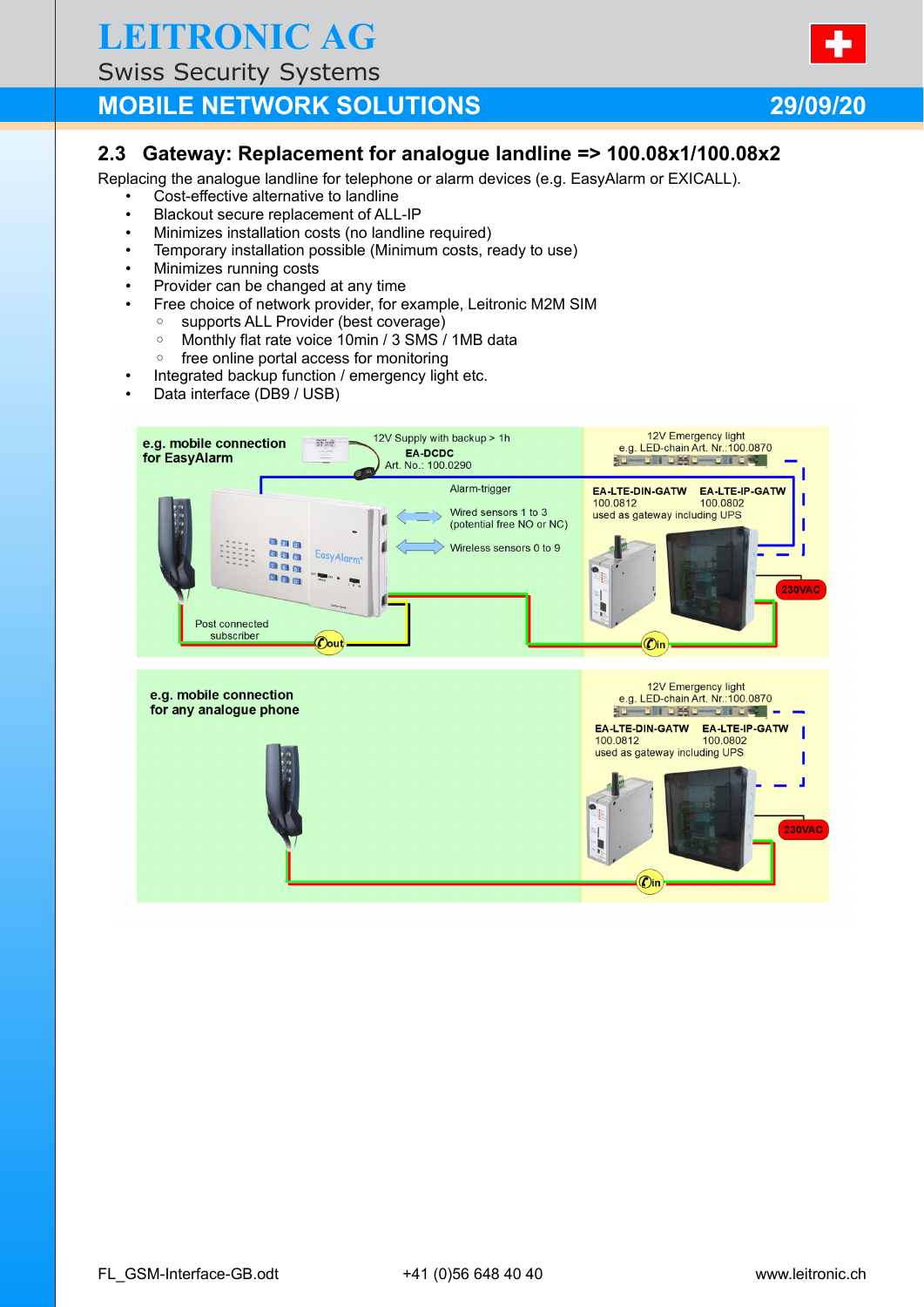## 2.3 Gateway: Replacement for analogue landline => 100.08x1/100.08x2

Replacing the analogue landline for telephone or alarm devices (e.g. EasyAlarm or EXICALL).

- Cost-effective alternative to landline
- Blackout secure replacement of ALL-IP
- Minimizes installation costs (no landline required)
- Temporary installation possible (Minimum costs, ready to use)
- Minimizes running costs
- Provider can be changed at any time
- Free choice of network provider, for example, Leitronic M2M SIM
  - supports ALL Provider (best coverage)
  - Monthly flat rate voice 10min / 3 SMS / 1MB data
  - free online portal access for monitoring
- Integrated backup function / emergency light etc.
- Data interface (DB9 / USB)

e.g. mobile connection for EasyAlarm

12V Supply with backup > 1h
EA-DCDC
Art. No.: 100.0290

12V Emergency light
e.g. LED-chain Art. Nr.:100.0870

Alarm-trigger

EA-LTE-DIN-GATW
100.0812

EA-LTE-IP-GATW
100.0802

used as gateway including UPS

Wired sensors 1 to 3
(potential free NO or NC)

Wireless sensors 0 to 9

230VAC

Post connected subscriber

out

in

e.g. mobile connection for any analogue phone

12V Emergency light
e.g. LED-chain Art. Nr.:100.0870

EA-LTE-DIN-GATW
100.0812

EA-LTE-IP-GATW
100.0802

used as gateway including UPS

230VAC

in